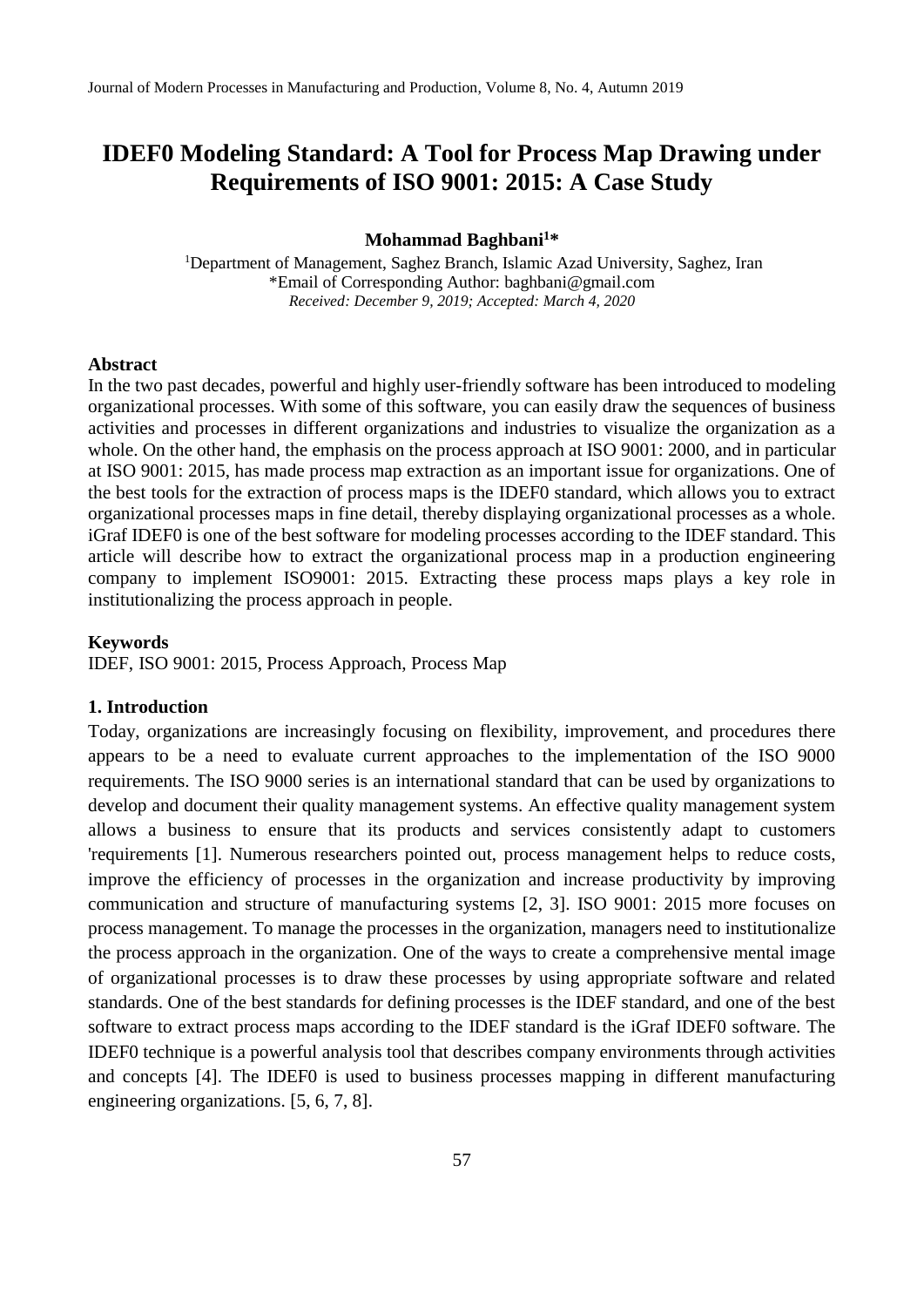# IDEF0 Modeling Standard: A Tool for Process Map Drawing under Requirements of ISO 9001: 2015: A Case Study

**Mohammad Baghbani[1]***

[1]Department of Management, Saghez Branch, Islamic Azad University, Saghez, Iran
*Email of Corresponding Author: baghbani@gmail.com
*Received: December 9, 2019; Accepted: March 4, 2020*

### Abstract

In the two past decades, powerful and highly user-friendly software has been introduced to modeling organizational processes. With some of this software, you can easily draw the sequences of business activities and processes in different organizations and industries to visualize the organization as a whole. On the other hand, the emphasis on the process approach at ISO 9001: 2000, and in particular at ISO 9001: 2015, has made process map extraction as an important issue for organizations. One of the best tools for the extraction of process maps is the IDEF0 standard, which allows you to extract organizational processes maps in fine detail, thereby displaying organizational processes as a whole. iGraf IDEF0 is one of the best software for modeling processes according to the IDEF standard. This article will describe how to extract the organizational process map in a production engineering company to implement ISO9001: 2015. Extracting these process maps plays a key role in institutionalizing the process approach in people.

### Keywords

IDEF, ISO 9001: 2015, Process Approach, Process Map

## 1. Introduction

Today, organizations are increasingly focusing on flexibility, improvement, and procedures there appears to be a need to evaluate current approaches to the implementation of the ISO 9000 requirements. The ISO 9000 series is an international standard that can be used by organizations to develop and document their quality management systems. An effective quality management system allows a business to ensure that its products and services consistently adapt to customers 'requirements [1]. Numerous researchers pointed out, process management helps to reduce costs, improve the efficiency of processes in the organization and increase productivity by improving communication and structure of manufacturing systems [2, 3]. ISO 9001: 2015 more focuses on process management. To manage the processes in the organization, managers need to institutionalize the process approach in the organization. One of the ways to create a comprehensive mental image of organizational processes is to draw these processes by using appropriate software and related standards. One of the best standards for defining processes is the IDEF standard, and one of the best software to extract process maps according to the IDEF standard is the iGraf IDEF0 software. The IDEF0 technique is a powerful analysis tool that describes company environments through activities and concepts [4]. The IDEF0 is used to business processes mapping in different manufacturing engineering organizations. [5, 6, 7, 8].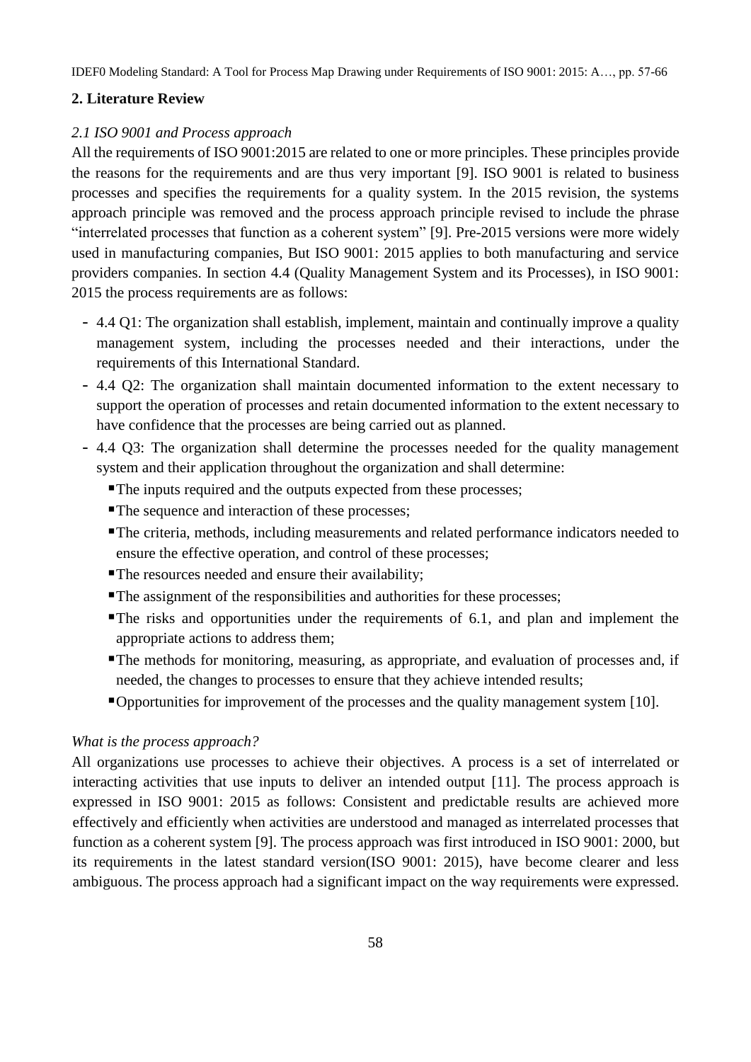## 2. Literature Review

### *2.1 ISO 9001 and Process approach*

All the requirements of ISO 9001:2015 are related to one or more principles. These principles provide the reasons for the requirements and are thus very important [9]. ISO 9001 is related to business processes and specifies the requirements for a quality system. In the 2015 revision, the systems approach principle was removed and the process approach principle revised to include the phrase "interrelated processes that function as a coherent system" [9]. Pre-2015 versions were more widely used in manufacturing companies, But ISO 9001: 2015 applies to both manufacturing and service providers companies. In section 4.4 (Quality Management System and its Processes), in ISO 9001: 2015 the process requirements are as follows:

- 4.4 Q1: The organization shall establish, implement, maintain and continually improve a quality management system, including the processes needed and their interactions, under the requirements of this International Standard.
- 4.4 Q2: The organization shall maintain documented information to the extent necessary to support the operation of processes and retain documented information to the extent necessary to have confidence that the processes are being carried out as planned.
- 4.4 Q3: The organization shall determine the processes needed for the quality management system and their application throughout the organization and shall determine:
  - The inputs required and the outputs expected from these processes;
  - The sequence and interaction of these processes;
  - The criteria, methods, including measurements and related performance indicators needed to ensure the effective operation, and control of these processes;
  - The resources needed and ensure their availability;
  - The assignment of the responsibilities and authorities for these processes;
  - The risks and opportunities under the requirements of 6.1, and plan and implement the appropriate actions to address them;
  - The methods for monitoring, measuring, as appropriate, and evaluation of processes and, if needed, the changes to processes to ensure that they achieve intended results;
  - Opportunities for improvement of the processes and the quality management system [10].

*What is the process approach?*

All organizations use processes to achieve their objectives. A process is a set of interrelated or interacting activities that use inputs to deliver an intended output [11]. The process approach is expressed in ISO 9001: 2015 as follows: Consistent and predictable results are achieved more effectively and efficiently when activities are understood and managed as interrelated processes that function as a coherent system [9]. The process approach was first introduced in ISO 9001: 2000, but its requirements in the latest standard version(ISO 9001: 2015), have become clearer and less ambiguous. The process approach had a significant impact on the way requirements were expressed.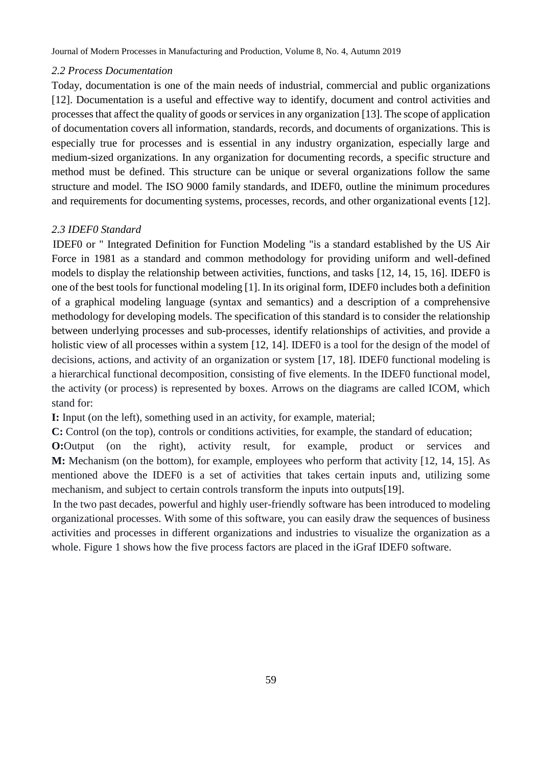### *2.2 Process Documentation*

Today, documentation is one of the main needs of industrial, commercial and public organizations [12]. Documentation is a useful and effective way to identify, document and control activities and processes that affect the quality of goods or services in any organization [13]. The scope of application of documentation covers all information, standards, records, and documents of organizations. This is especially true for processes and is essential in any industry organization, especially large and medium-sized organizations. In any organization for documenting records, a specific structure and method must be defined. This structure can be unique or several organizations follow the same structure and model. The ISO 9000 family standards, and IDEF0, outline the minimum procedures and requirements for documenting systems, processes, records, and other organizational events [12].

### *2.3 IDEF0 Standard*

IDEF0 or " Integrated Definition for Function Modeling "is a standard established by the US Air Force in 1981 as a standard and common methodology for providing uniform and well-defined models to display the relationship between activities, functions, and tasks [12, 14, 15, 16]. IDEF0 is one of the best tools for functional modeling [1]. In its original form, IDEF0 includes both a definition of a graphical modeling language (syntax and semantics) and a description of a comprehensive methodology for developing models. The specification of this standard is to consider the relationship between underlying processes and sub-processes, identify relationships of activities, and provide a holistic view of all processes within a system [12, 14]. IDEF0 is a tool for the design of the model of decisions, actions, and activity of an organization or system [17, 18]. IDEF0 functional modeling is a hierarchical functional decomposition, consisting of five elements. In the IDEF0 functional model, the activity (or process) is represented by boxes. Arrows on the diagrams are called ICOM, which stand for:

**I:** Input (on the left), something used in an activity, for example, material;

**C:** Control (on the top), controls or conditions activities, for example, the standard of education;

**O:**Output (on the right), activity result, for example, product or services and **M:** Mechanism (on the bottom), for example, employees who perform that activity [12, 14, 15]. As mentioned above the IDEF0 is a set of activities that takes certain inputs and, utilizing some mechanism, and subject to certain controls transform the inputs into outputs[19].

In the two past decades, powerful and highly user-friendly software has been introduced to modeling organizational processes. With some of this software, you can easily draw the sequences of business activities and processes in different organizations and industries to visualize the organization as a whole. Figure 1 shows how the five process factors are placed in the iGraf IDEF0 software.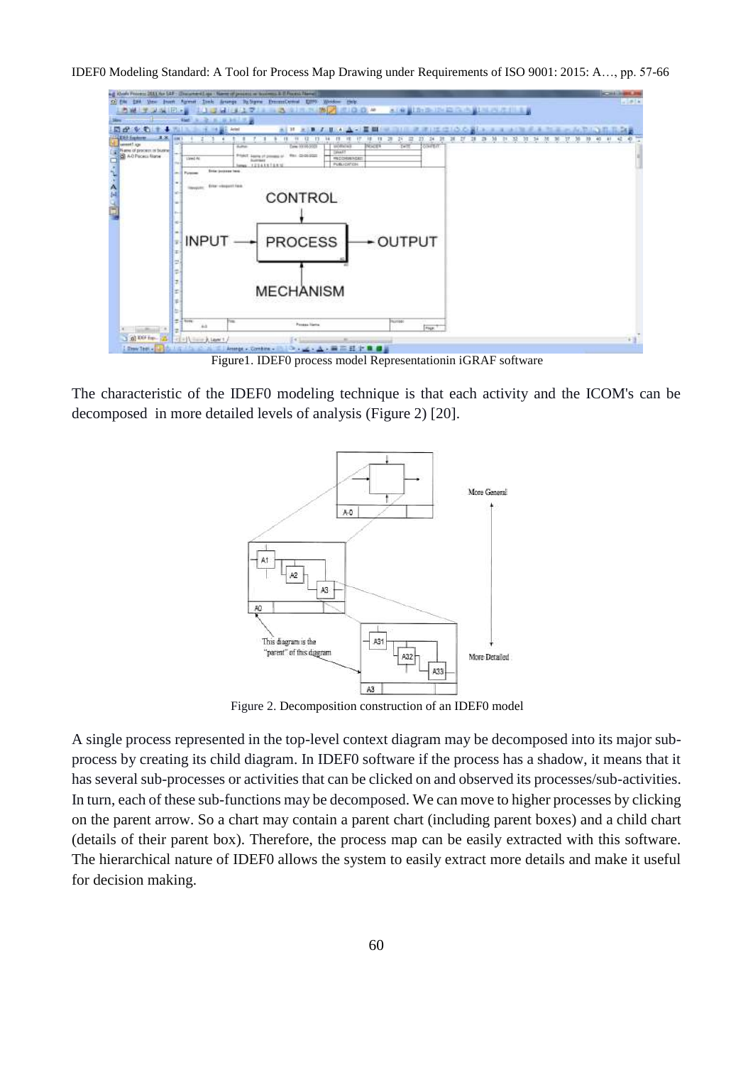Figure1. IDEF0 process model Representationin iGRAF software

The characteristic of the IDEF0 modeling technique is that each activity and the ICOM's can be decomposed in more detailed levels of analysis (Figure 2) [20].

Figure 2. Decomposition construction of an IDEF0 model

A single process represented in the top-level context diagram may be decomposed into its major sub-process by creating its child diagram. In IDEF0 software if the process has a shadow, it means that it has several sub-processes or activities that can be clicked on and observed its processes/sub-activities. In turn, each of these sub-functions may be decomposed. We can move to higher processes by clicking on the parent arrow. So a chart may contain a parent chart (including parent boxes) and a child chart (details of their parent box). Therefore, the process map can be easily extracted with this software. The hierarchical nature of IDEF0 allows the system to easily extract more details and make it useful for decision making.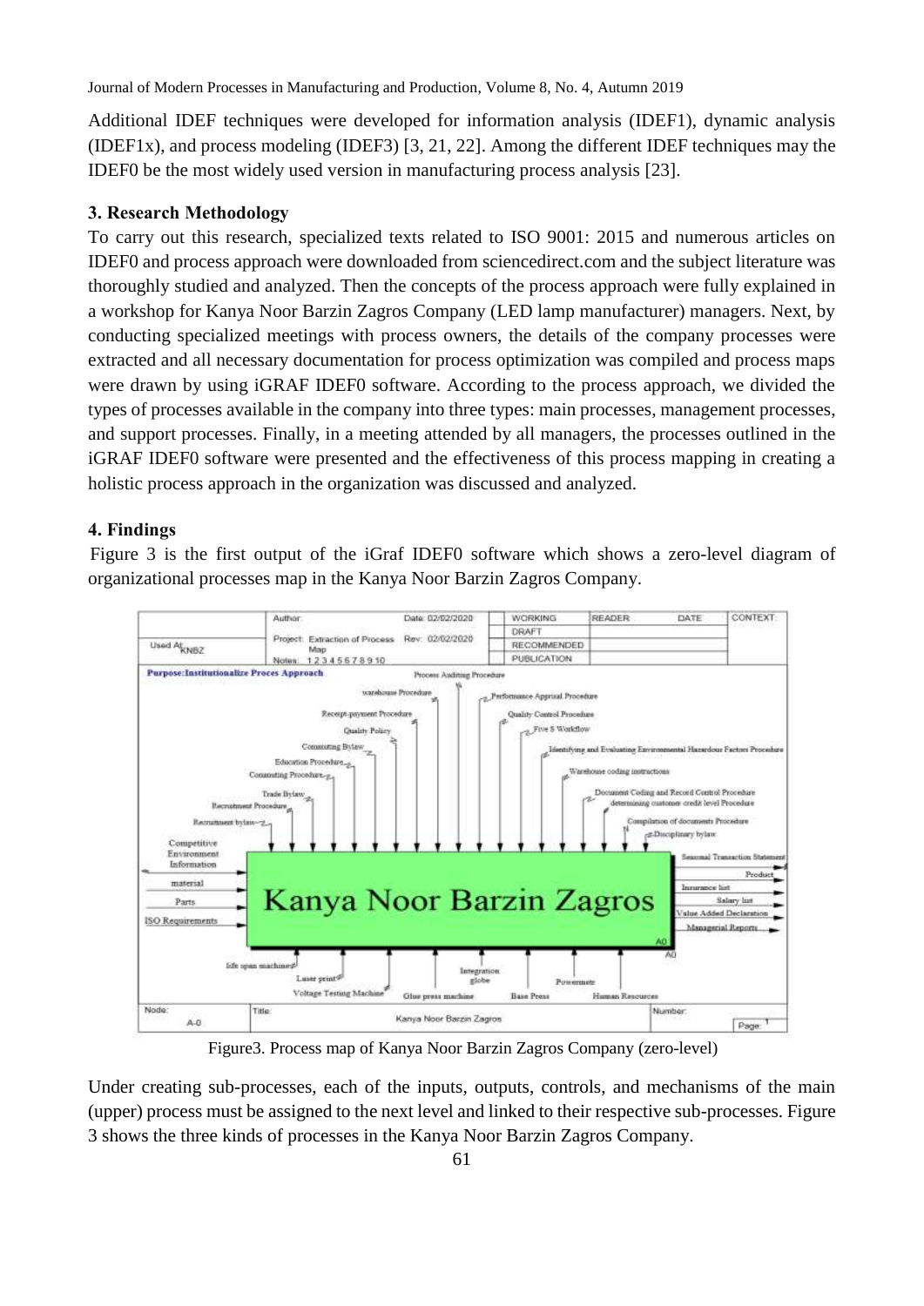Additional IDEF techniques were developed for information analysis (IDEF1), dynamic analysis (IDEF1x), and process modeling (IDEF3) [3, 21, 22]. Among the different IDEF techniques may the IDEF0 be the most widely used version in manufacturing process analysis [23].

### 3. Research Methodology

To carry out this research, specialized texts related to ISO 9001: 2015 and numerous articles on IDEF0 and process approach were downloaded from sciencedirect.com and the subject literature was thoroughly studied and analyzed. Then the concepts of the process approach were fully explained in a workshop for Kanya Noor Barzin Zagros Company (LED lamp manufacturer) managers. Next, by conducting specialized meetings with process owners, the details of the company processes were extracted and all necessary documentation for process optimization was compiled and process maps were drawn by using iGRAF IDEF0 software. According to the process approach, we divided the types of processes available in the company into three types: main processes, management processes, and support processes. Finally, in a meeting attended by all managers, the processes outlined in the iGRAF IDEF0 software were presented and the effectiveness of this process mapping in creating a holistic process approach in the organization was discussed and analyzed.

### 4. Findings

Figure 3 is the first output of the iGraf IDEF0 software which shows a zero-level diagram of organizational processes map in the Kanya Noor Barzin Zagros Company.

Figure3. Process map of Kanya Noor Barzin Zagros Company (zero-level)

Under creating sub-processes, each of the inputs, outputs, controls, and mechanisms of the main (upper) process must be assigned to the next level and linked to their respective sub-processes. Figure 3 shows the three kinds of processes in the Kanya Noor Barzin Zagros Company.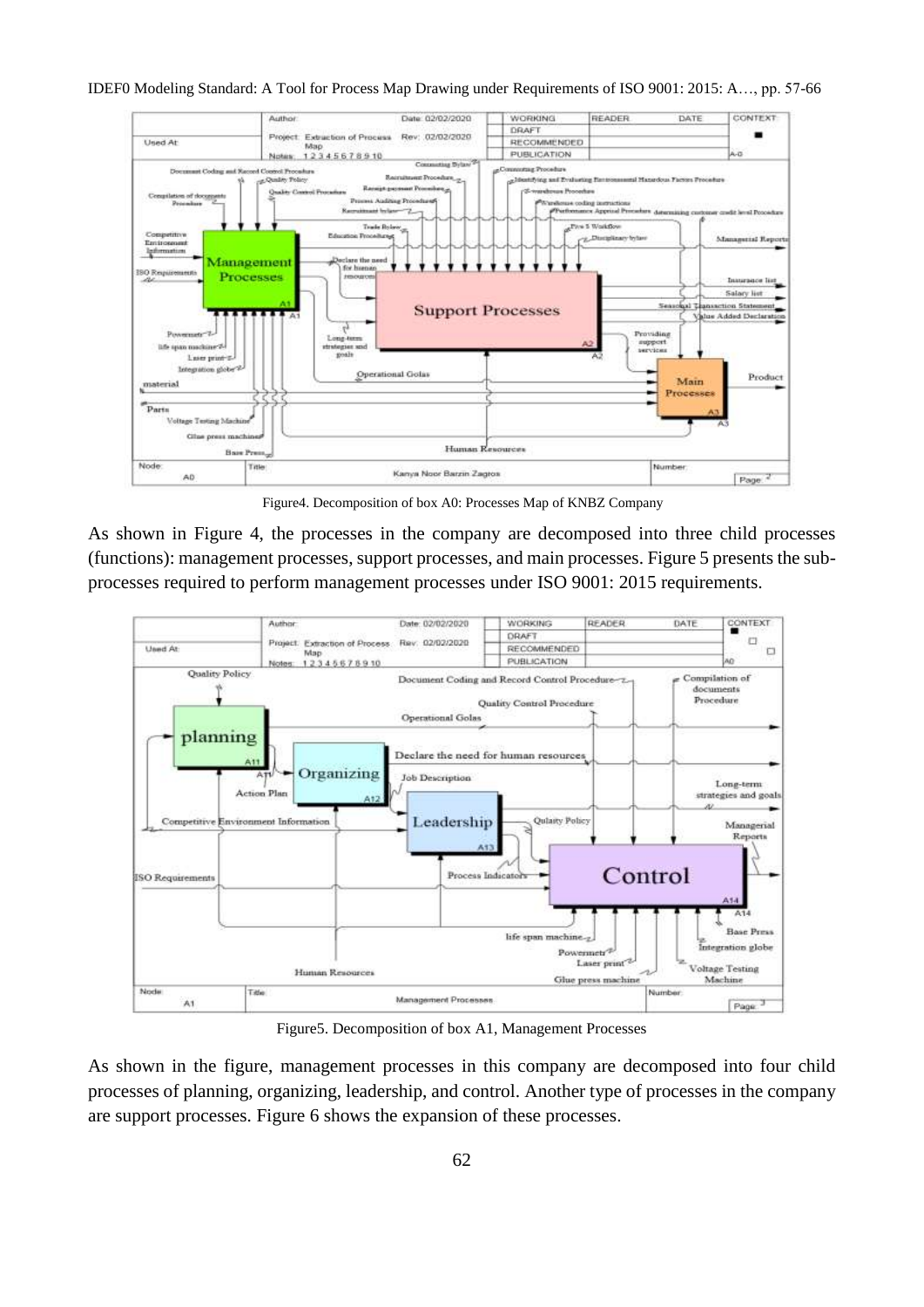Figure4. Decomposition of box A0: Processes Map of KNBZ Company

As shown in Figure 4, the processes in the company are decomposed into three child processes (functions): management processes, support processes, and main processes. Figure 5 presents the sub-processes required to perform management processes under ISO 9001: 2015 requirements.

Figure5. Decomposition of box A1, Management Processes

As shown in the figure, management processes in this company are decomposed into four child processes of planning, organizing, leadership, and control. Another type of processes in the company are support processes. Figure 6 shows the expansion of these processes.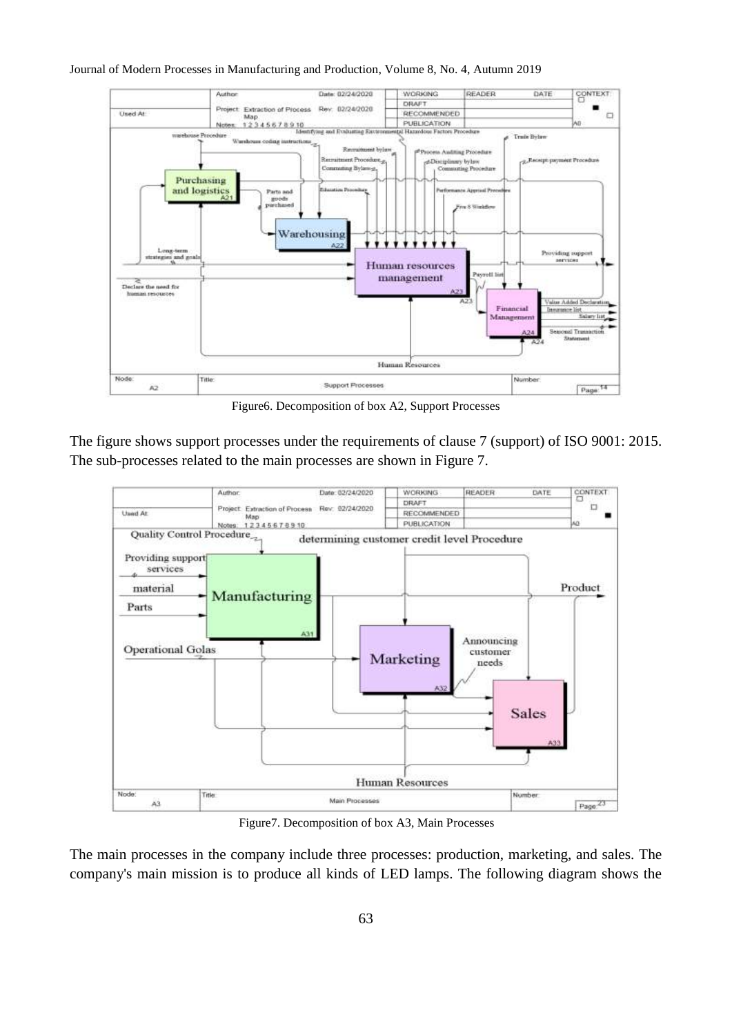Figure6. Decomposition of box A2, Support Processes

The figure shows support processes under the requirements of clause 7 (support) of ISO 9001: 2015. The sub-processes related to the main processes are shown in Figure 7.

Figure7. Decomposition of box A3, Main Processes

The main processes in the company include three processes: production, marketing, and sales. The company's main mission is to produce all kinds of LED lamps. The following diagram shows the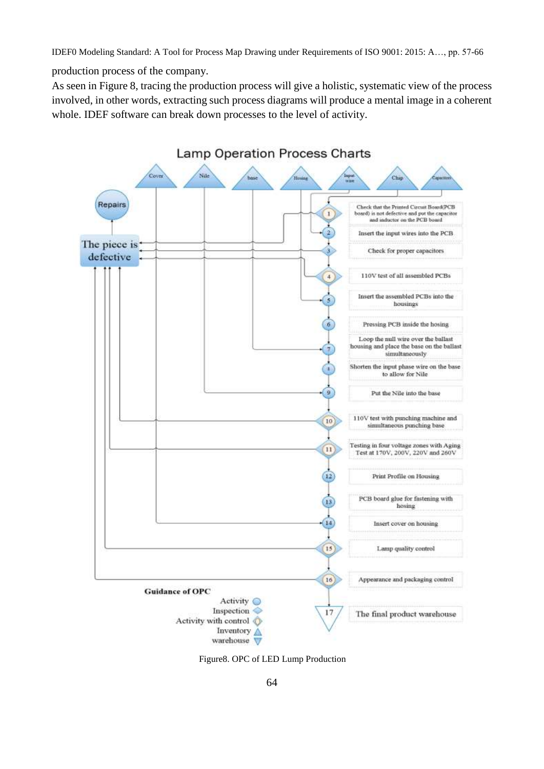production process of the company.

As seen in Figure 8, tracing the production process will give a holistic, systematic view of the process involved, in other words, extracting such process diagrams will produce a mental image in a coherent whole. IDEF software can break down processes to the level of activity.

Lamp Operation Process Charts

Cover | Nile | base | Hosing | Input wire | Chip | Capacitors

Repairs

The piece is defective

1. Check that the Printed Circuit Board(PCB board) is not defective and put the capacitor and inductor on the PCB board
2. Insert the input wires into the PCB
3. Check for proper capacitors
4. 110V test of all assembled PCBs
5. Insert the assembled PCBs into the housings
6. Pressing PCB inside the hosing
7. Loop the null wire over the ballast housing and place the base on the ballast simultaneously
8. Shorten the input phase wire on the base to allow for Nile
9. Put the Nile into the base
10. 110V test with punching machine and simultaneous punching base
11. Testing in four voltage zones with Aging Test at 170V, 200V, 220V and 260V
12. Print Profile on Housing
13. PCB board glue for fastening with hosing
14. Insert cover on housing
15. Lamp quality control
16. Appearance and packaging control
17. The final product warehouse

**Guidance of OPC**

- Activity
- Inspection
- Activity with control
- Inventory
- warehouse

Figure8. OPC of LED Lump Production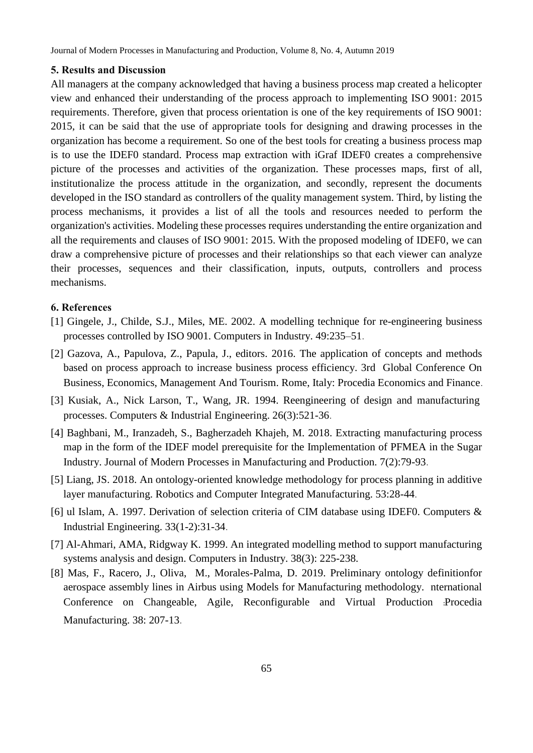## 5. Results and Discussion

All managers at the company acknowledged that having a business process map created a helicopter view and enhanced their understanding of the process approach to implementing ISO 9001: 2015 requirements. Therefore, given that process orientation is one of the key requirements of ISO 9001: 2015, it can be said that the use of appropriate tools for designing and drawing processes in the organization has become a requirement. So one of the best tools for creating a business process map is to use the IDEF0 standard. Process map extraction with iGraf IDEF0 creates a comprehensive picture of the processes and activities of the organization. These processes maps, first of all, institutionalize the process attitude in the organization, and secondly, represent the documents developed in the ISO standard as controllers of the quality management system. Third, by listing the process mechanisms, it provides a list of all the tools and resources needed to perform the organization's activities. Modeling these processes requires understanding the entire organization and all the requirements and clauses of ISO 9001: 2015. With the proposed modeling of IDEF0, we can draw a comprehensive picture of processes and their relationships so that each viewer can analyze their processes, sequences and their classification, inputs, outputs, controllers and process mechanisms.

## 6. References

[1] Gingele, J., Childe, S.J., Miles, ME. 2002. A modelling technique for re-engineering business processes controlled by ISO 9001. Computers in Industry. 49:235–51.

[2] Gazova, A., Papulova, Z., Papula, J., editors. 2016. The application of concepts and methods based on process approach to increase business process efficiency. 3rd Global Conference On Business, Economics, Management And Tourism. Rome, Italy: Procedia Economics and Finance.

[3] Kusiak, A., Nick Larson, T., Wang, JR. 1994. Reengineering of design and manufacturing processes. Computers & Industrial Engineering. 26(3):521-36.

[4] Baghbani, M., Iranzadeh, S., Bagherzadeh Khajeh, M. 2018. Extracting manufacturing process map in the form of the IDEF model prerequisite for the Implementation of PFMEA in the Sugar Industry. Journal of Modern Processes in Manufacturing and Production. 7(2):79-93.

[5] Liang, JS. 2018. An ontology-oriented knowledge methodology for process planning in additive layer manufacturing. Robotics and Computer Integrated Manufacturing. 53:28-44.

[6] ul Islam, A. 1997. Derivation of selection criteria of CIM database using IDEF0. Computers & Industrial Engineering. 33(1-2):31-34.

[7] Al-Ahmari, AMA, Ridgway K. 1999. An integrated modelling method to support manufacturing systems analysis and design. Computers in Industry. 38(3): 225-238.

[8] Mas, F., Racero, J., Oliva, M., Morales-Palma, D. 2019. Preliminary ontology definitionfor aerospace assembly lines in Airbus using Models for Manufacturing methodology. nternational Conference on Changeable, Agile, Reconfigurable and Virtual Production :Procedia Manufacturing. 38: 207-13.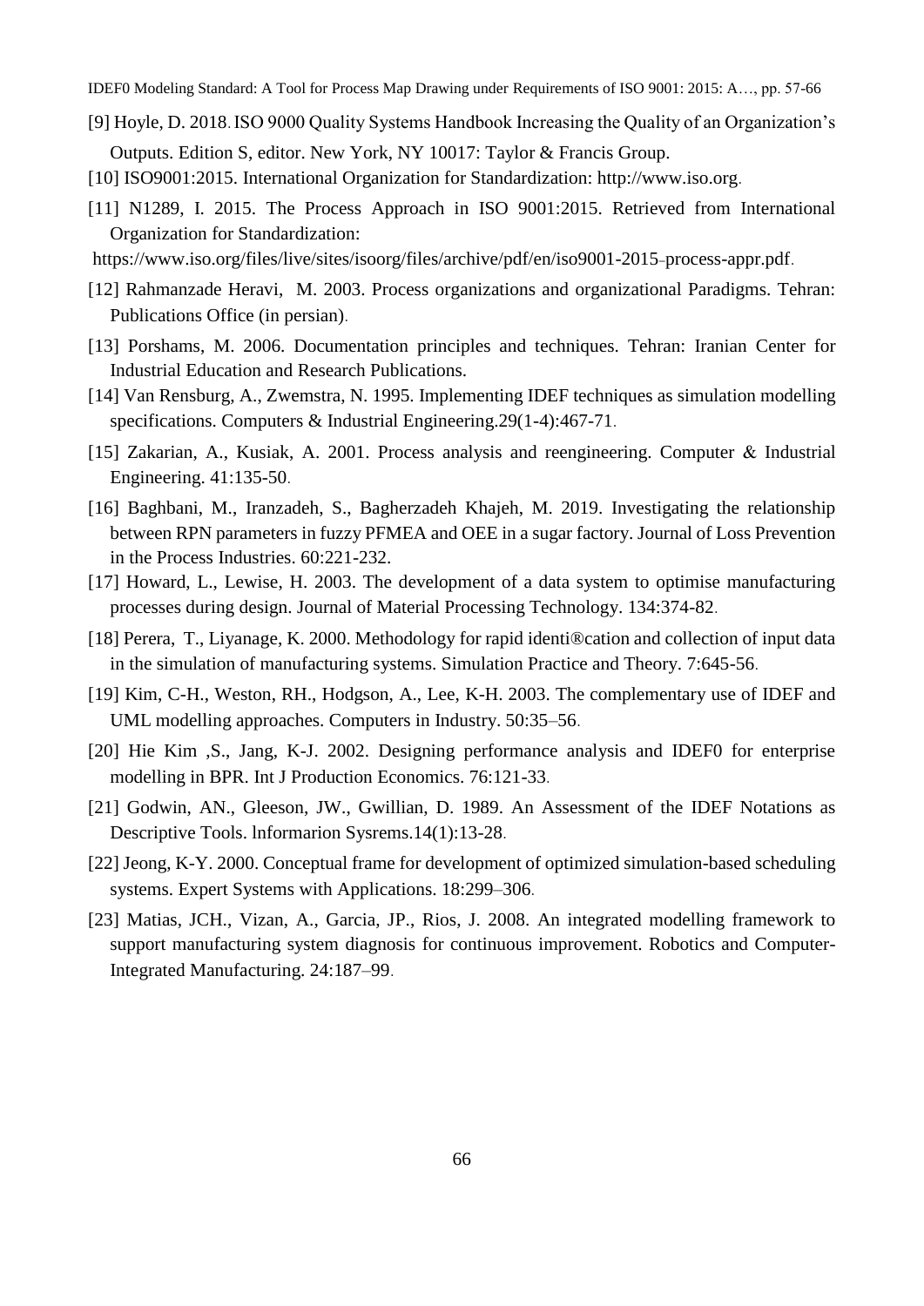[9] Hoyle, D. 2018. ISO 9000 Quality Systems Handbook Increasing the Quality of an Organization's Outputs. Edition S, editor. New York, NY 10017: Taylor & Francis Group.

[10] ISO9001:2015. International Organization for Standardization: http://www.iso.org.

[11] N1289, I. 2015. The Process Approach in ISO 9001:2015. Retrieved from International Organization for Standardization: https://www.iso.org/files/live/sites/isoorg/files/archive/pdf/en/iso9001-2015-process-appr.pdf.

[12] Rahmanzade Heravi, M. 2003. Process organizations and organizational Paradigms. Tehran: Publications Office (in persian).

[13] Porshams, M. 2006. Documentation principles and techniques. Tehran: Iranian Center for Industrial Education and Research Publications.

[14] Van Rensburg, A., Zwemstra, N. 1995. Implementing IDEF techniques as simulation modelling specifications. Computers & Industrial Engineering.29(1-4):467-71.

[15] Zakarian, A., Kusiak, A. 2001. Process analysis and reengineering. Computer & Industrial Engineering. 41:135-50.

[16] Baghbani, M., Iranzadeh, S., Bagherzadeh Khajeh, M. 2019. Investigating the relationship between RPN parameters in fuzzy PFMEA and OEE in a sugar factory. Journal of Loss Prevention in the Process Industries. 60:221-232.

[17] Howard, L., Lewise, H. 2003. The development of a data system to optimise manufacturing processes during design. Journal of Material Processing Technology. 134:374-82.

[18] Perera, T., Liyanage, K. 2000. Methodology for rapid identi®cation and collection of input data in the simulation of manufacturing systems. Simulation Practice and Theory. 7:645-56.

[19] Kim, C-H., Weston, RH., Hodgson, A., Lee, K-H. 2003. The complementary use of IDEF and UML modelling approaches. Computers in Industry. 50:35–56.

[20] Hie Kim ,S., Jang, K-J. 2002. Designing performance analysis and IDEF0 for enterprise modelling in BPR. Int J Production Economics. 76:121-33.

[21] Godwin, AN., Gleeson, JW., Gwillian, D. 1989. An Assessment of the IDEF Notations as Descriptive Tools. lnformarion Sysrems.14(1):13-28.

[22] Jeong, K-Y. 2000. Conceptual frame for development of optimized simulation-based scheduling systems. Expert Systems with Applications. 18:299–306.

[23] Matias, JCH., Vizan, A., Garcia, JP., Rios, J. 2008. An integrated modelling framework to support manufacturing system diagnosis for continuous improvement. Robotics and Computer-Integrated Manufacturing. 24:187–99.